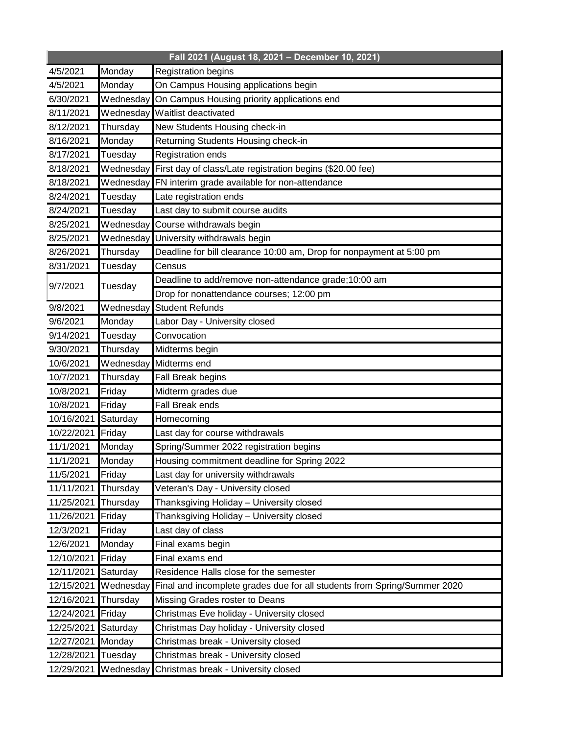| Fall 2021 (August 18, 2021 – December 10, 2021) | | |
|---|---|---|
| 4/5/2021 | Monday | Registration begins |
| 4/5/2021 | Monday | On Campus Housing applications begin |
| 6/30/2021 | Wednesday | On Campus Housing priority applications end |
| 8/11/2021 | Wednesday | Waitlist deactivated |
| 8/12/2021 | Thursday | New Students Housing check-in |
| 8/16/2021 | Monday | Returning Students Housing check-in |
| 8/17/2021 | Tuesday | Registration ends |
| 8/18/2021 | Wednesday | First day of class/Late registration begins ($20.00 fee) |
| 8/18/2021 | Wednesday | FN interim grade available for non-attendance |
| 8/24/2021 | Tuesday | Late registration ends |
| 8/24/2021 | Tuesday | Last day to submit course audits |
| 8/25/2021 | Wednesday | Course withdrawals begin |
| 8/25/2021 | Wednesday | University withdrawals begin |
| 8/26/2021 | Thursday | Deadline for bill clearance 10:00 am, Drop for nonpayment at 5:00 pm |
| 8/31/2021 | Tuesday | Census |
| 9/7/2021 | Tuesday | Deadline to add/remove non-attendance grade;10:00 am |
| | | Drop for nonattendance courses; 12:00 pm |
| 9/8/2021 | Wednesday | Student Refunds |
| 9/6/2021 | Monday | Labor Day - University closed |
| 9/14/2021 | Tuesday | Convocation |
| 9/30/2021 | Thursday | Midterms begin |
| 10/6/2021 | Wednesday | Midterms end |
| 10/7/2021 | Thursday | Fall Break begins |
| 10/8/2021 | Friday | Midterm grades due |
| 10/8/2021 | Friday | Fall Break ends |
| 10/16/2021 | Saturday | Homecoming |
| 10/22/2021 | Friday | Last day for course withdrawals |
| 11/1/2021 | Monday | Spring/Summer 2022 registration begins |
| 11/1/2021 | Monday | Housing commitment deadline for Spring 2022 |
| 11/5/2021 | Friday | Last day for university withdrawals |
| 11/11/2021 | Thursday | Veteran's Day - University closed |
| 11/25/2021 | Thursday | Thanksgiving Holiday – University closed |
| 11/26/2021 | Friday | Thanksgiving Holiday – University closed |
| 12/3/2021 | Friday | Last day of class |
| 12/6/2021 | Monday | Final exams begin |
| 12/10/2021 | Friday | Final exams end |
| 12/11/2021 | Saturday | Residence Halls close for the semester |
| 12/15/2021 | Wednesday | Final and incomplete grades due for all students from Spring/Summer 2020 |
| 12/16/2021 | Thursday | Missing Grades roster to Deans |
| 12/24/2021 | Friday | Christmas Eve holiday - University closed |
| 12/25/2021 | Saturday | Christmas Day holiday - University closed |
| 12/27/2021 | Monday | Christmas break - University closed |
| 12/28/2021 | Tuesday | Christmas break - University closed |
| 12/29/2021 | Wednesday | Christmas break - University closed |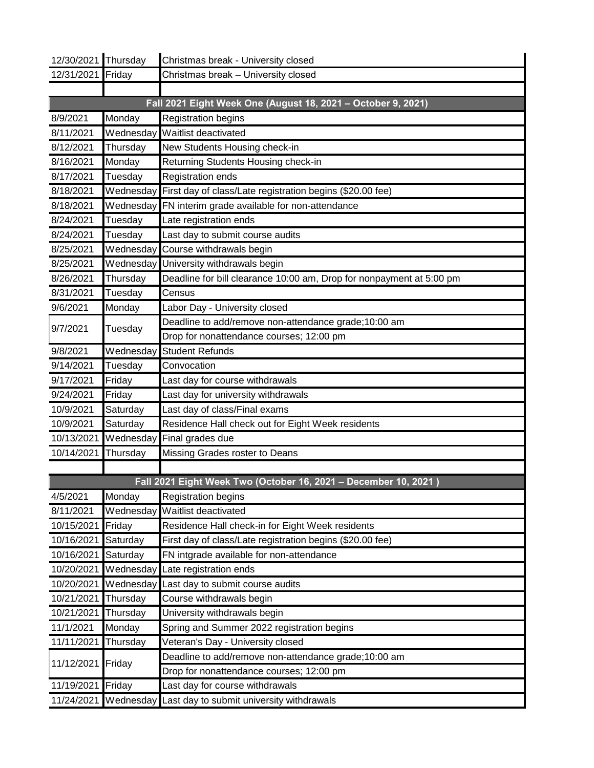| | | |
|---|---|---|
| 12/30/2021 | Thursday | Christmas break - University closed |
| 12/31/2021 | Friday | Christmas break – University closed |
| | | |
| **Fall 2021 Eight Week One (August 18, 2021 – October 9, 2021)** | | |
| 8/9/2021 | Monday | Registration begins |
| 8/11/2021 | Wednesday | Waitlist deactivated |
| 8/12/2021 | Thursday | New Students Housing check-in |
| 8/16/2021 | Monday | Returning Students Housing check-in |
| 8/17/2021 | Tuesday | Registration ends |
| 8/18/2021 | Wednesday | First day of class/Late registration begins ($20.00 fee) |
| 8/18/2021 | Wednesday | FN interim grade available for non-attendance |
| 8/24/2021 | Tuesday | Late registration ends |
| 8/24/2021 | Tuesday | Last day to submit course audits |
| 8/25/2021 | Wednesday | Course withdrawals begin |
| 8/25/2021 | Wednesday | University withdrawals begin |
| 8/26/2021 | Thursday | Deadline for bill clearance 10:00 am, Drop for nonpayment at 5:00 pm |
| 8/31/2021 | Tuesday | Census |
| 9/6/2021 | Monday | Labor Day - University closed |
| 9/7/2021 | Tuesday | Deadline to add/remove non-attendance grade;10:00 am |
| | | Drop for nonattendance courses; 12:00 pm |
| 9/8/2021 | Wednesday | Student Refunds |
| 9/14/2021 | Tuesday | Convocation |
| 9/17/2021 | Friday | Last day for course withdrawals |
| 9/24/2021 | Friday | Last day for university withdrawals |
| 10/9/2021 | Saturday | Last day of class/Final exams |
| 10/9/2021 | Saturday | Residence Hall check out for Eight Week residents |
| 10/13/2021 | Wednesday | Final grades due |
| 10/14/2021 | Thursday | Missing Grades roster to Deans |
| | | |
| **Fall 2021 Eight Week Two (October 16, 2021 – December 10, 2021 )** | | |
| 4/5/2021 | Monday | Registration begins |
| 8/11/2021 | Wednesday | Waitlist deactivated |
| 10/15/2021 | Friday | Residence Hall check-in for Eight Week residents |
| 10/16/2021 | Saturday | First day of class/Late registration begins ($20.00 fee) |
| 10/16/2021 | Saturday | FN intgrade available for non-attendance |
| 10/20/2021 | Wednesday | Late registration ends |
| 10/20/2021 | Wednesday | Last day to submit course audits |
| 10/21/2021 | Thursday | Course withdrawals begin |
| 10/21/2021 | Thursday | University withdrawals begin |
| 11/1/2021 | Monday | Spring and Summer 2022 registration begins |
| 11/11/2021 | Thursday | Veteran's Day - University closed |
| 11/12/2021 | Friday | Deadline to add/remove non-attendance grade;10:00 am |
| | | Drop for nonattendance courses; 12:00 pm |
| 11/19/2021 | Friday | Last day for course withdrawals |
| 11/24/2021 | Wednesday | Last day to submit university withdrawals |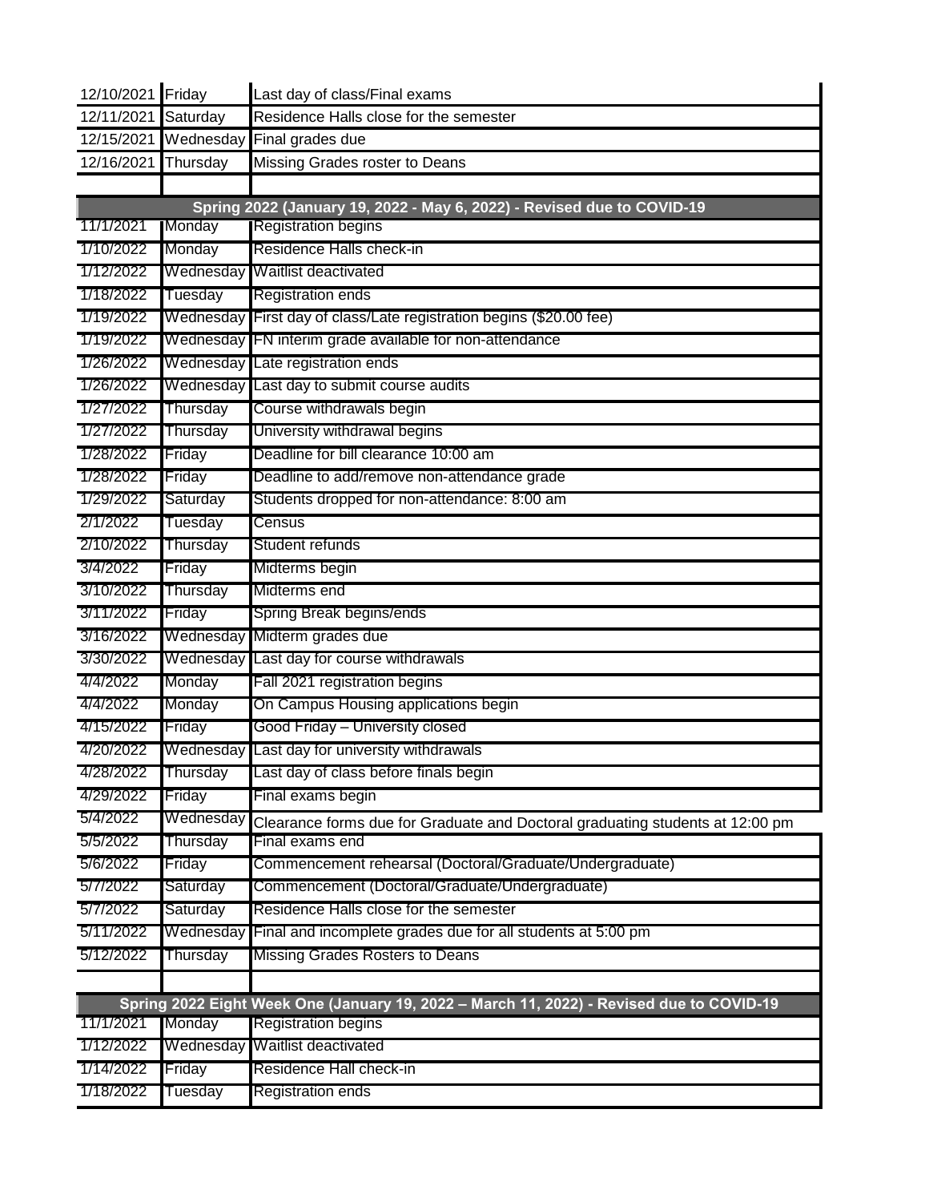| | | |
|---|---|---|
| 12/10/2021 | Friday | Last day of class/Final exams |
| 12/11/2021 | Saturday | Residence Halls close for the semester |
| 12/15/2021 | Wednesday | Final grades due |
| 12/16/2021 | Thursday | Missing Grades roster to Deans |
| | | |
| **Spring 2022 (January 19, 2022 - May 6, 2022) - Revised due to COVID-19** | | |
| 11/1/2021 | Monday | Registration begins |
| 1/10/2022 | Monday | Residence Halls check-in |
| 1/12/2022 | Wednesday | Waitlist deactivated |
| 1/18/2022 | Tuesday | Registration ends |
| 1/19/2022 | Wednesday | First day of class/Late registration begins ($20.00 fee) |
| 1/19/2022 | Wednesday | FN interim grade available for non-attendance |
| 1/26/2022 | Wednesday | Late registration ends |
| 1/26/2022 | Wednesday | Last day to submit course audits |
| 1/27/2022 | Thursday | Course withdrawals begin |
| 1/27/2022 | Thursday | University withdrawal begins |
| 1/28/2022 | Friday | Deadline for bill clearance 10:00 am |
| 1/28/2022 | Friday | Deadline to add/remove non-attendance grade |
| 1/29/2022 | Saturday | Students dropped for non-attendance: 8:00 am |
| 2/1/2022 | Tuesday | Census |
| 2/10/2022 | Thursday | Student refunds |
| 3/4/2022 | Friday | Midterms begin |
| 3/10/2022 | Thursday | Midterms end |
| 3/11/2022 | Friday | Spring Break begins/ends |
| 3/16/2022 | Wednesday | Midterm grades due |
| 3/30/2022 | Wednesday | Last day for course withdrawals |
| 4/4/2022 | Monday | Fall 2021 registration begins |
| 4/4/2022 | Monday | On Campus Housing applications begin |
| 4/15/2022 | Friday | Good Friday – University closed |
| 4/20/2022 | Wednesday | Last day for university withdrawals |
| 4/28/2022 | Thursday | Last day of class before finals begin |
| 4/29/2022 | Friday | Final exams begin |
| 5/4/2022 | Wednesday | Clearance forms due for Graduate and Doctoral graduating students at 12:00 pm |
| 5/5/2022 | Thursday | Final exams end |
| 5/6/2022 | Friday | Commencement rehearsal (Doctoral/Graduate/Undergraduate) |
| 5/7/2022 | Saturday | Commencement (Doctoral/Graduate/Undergraduate) |
| 5/7/2022 | Saturday | Residence Halls close for the semester |
| 5/11/2022 | Wednesday | Final and incomplete grades due for all students at 5:00 pm |
| 5/12/2022 | Thursday | Missing Grades Rosters to Deans |
| | | |
| **Spring 2022 Eight Week One (January 19, 2022 – March 11, 2022) - Revised due to COVID-19** | | |
| 11/1/2021 | Monday | Registration begins |
| 1/12/2022 | Wednesday | Waitlist deactivated |
| 1/14/2022 | Friday | Residence Hall check-in |
| 1/18/2022 | Tuesday | Registration ends |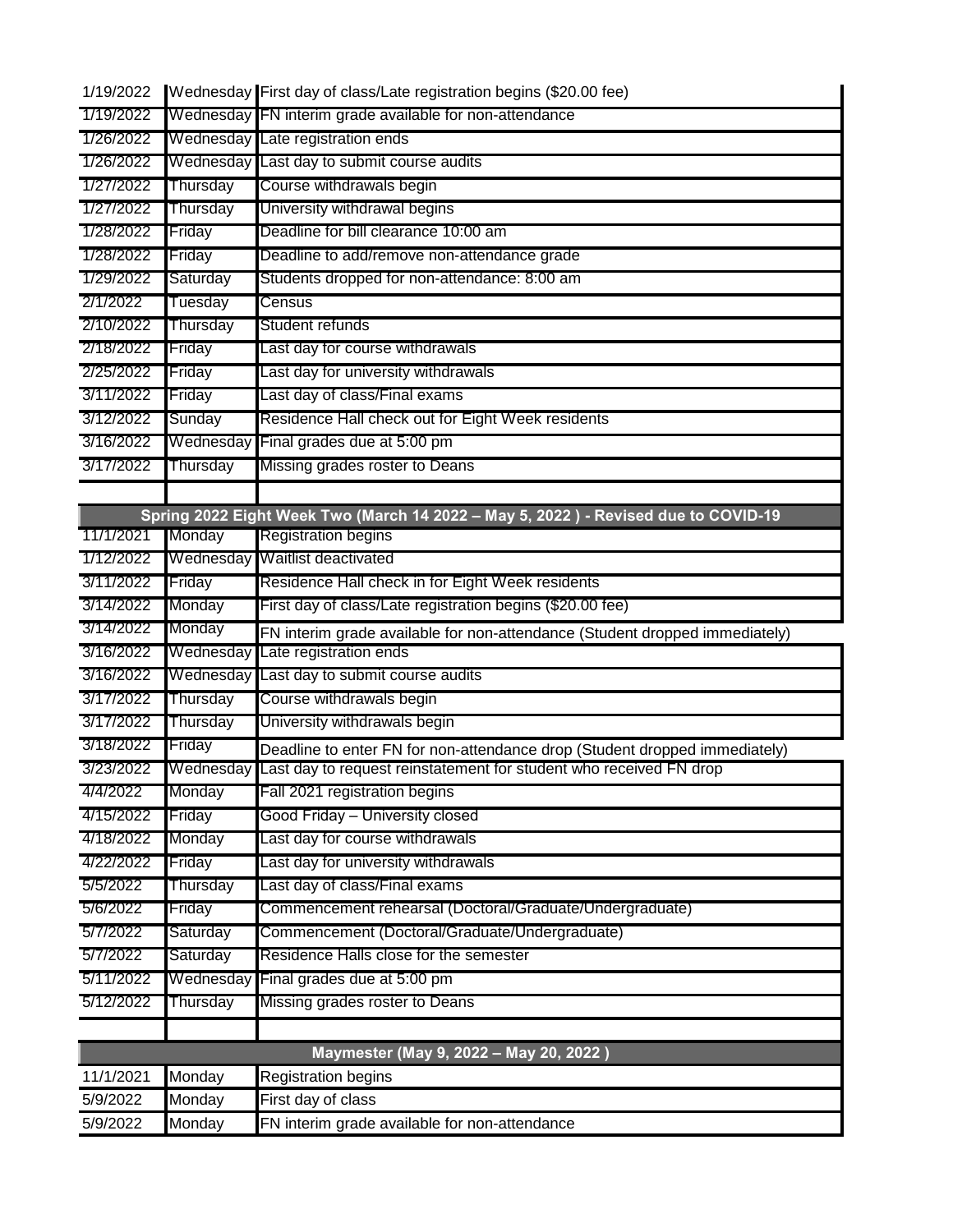| | | |
|---|---|---|
| 1/19/2022 | Wednesday | First day of class/Late registration begins ($20.00 fee) |
| 1/19/2022 | Wednesday | FN interim grade available for non-attendance |
| 1/26/2022 | Wednesday | Late registration ends |
| 1/26/2022 | Wednesday | Last day to submit course audits |
| 1/27/2022 | Thursday | Course withdrawals begin |
| 1/27/2022 | Thursday | University withdrawal begins |
| 1/28/2022 | Friday | Deadline for bill clearance 10:00 am |
| 1/28/2022 | Friday | Deadline to add/remove non-attendance grade |
| 1/29/2022 | Saturday | Students dropped for non-attendance: 8:00 am |
| 2/1/2022 | Tuesday | Census |
| 2/10/2022 | Thursday | Student refunds |
| 2/18/2022 | Friday | Last day for course withdrawals |
| 2/25/2022 | Friday | Last day for university withdrawals |
| 3/11/2022 | Friday | Last day of class/Final exams |
| 3/12/2022 | Sunday | Residence Hall check out for Eight Week residents |
| 3/16/2022 | Wednesday | Final grades due at 5:00 pm |
| 3/17/2022 | Thursday | Missing grades roster to Deans |
| | | |
| **Spring 2022 Eight Week Two (March 14 2022 – May 5, 2022 ) - Revised due to COVID-19** | | |
| 11/1/2021 | Monday | Registration begins |
| 1/12/2022 | Wednesday | Waitlist deactivated |
| 3/11/2022 | Friday | Residence Hall check in for Eight Week residents |
| 3/14/2022 | Monday | First day of class/Late registration begins ($20.00 fee) |
| 3/14/2022 | Monday | FN interim grade available for non-attendance (Student dropped immediately) |
| 3/16/2022 | Wednesday | Late registration ends |
| 3/16/2022 | Wednesday | Last day to submit course audits |
| 3/17/2022 | Thursday | Course withdrawals begin |
| 3/17/2022 | Thursday | University withdrawals begin |
| 3/18/2022 | Friday | Deadline to enter FN for non-attendance drop (Student dropped immediately) |
| 3/23/2022 | Wednesday | Last day to request reinstatement for student who received FN drop |
| 4/4/2022 | Monday | Fall 2021 registration begins |
| 4/15/2022 | Friday | Good Friday – University closed |
| 4/18/2022 | Monday | Last day for course withdrawals |
| 4/22/2022 | Friday | Last day for university withdrawals |
| 5/5/2022 | Thursday | Last day of class/Final exams |
| 5/6/2022 | Friday | Commencement rehearsal (Doctoral/Graduate/Undergraduate) |
| 5/7/2022 | Saturday | Commencement (Doctoral/Graduate/Undergraduate) |
| 5/7/2022 | Saturday | Residence Halls close for the semester |
| 5/11/2022 | Wednesday | Final grades due at 5:00 pm |
| 5/12/2022 | Thursday | Missing grades roster to Deans |
| | | |
| **Maymester (May 9, 2022 – May 20, 2022 )** | | |
| 11/1/2021 | Monday | Registration begins |
| 5/9/2022 | Monday | First day of class |
| 5/9/2022 | Monday | FN interim grade available for non-attendance |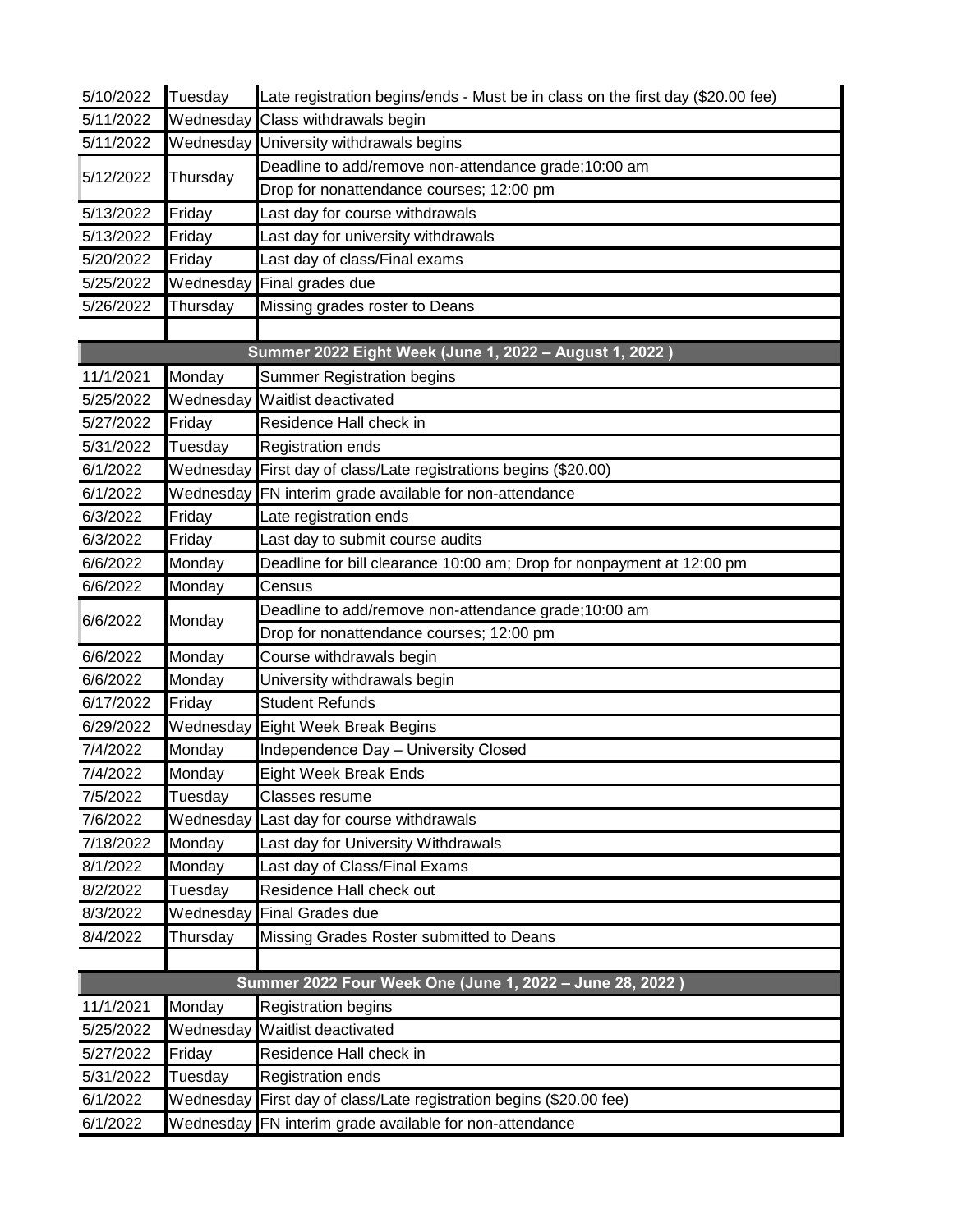| | | |
|---|---|---|
| 5/10/2022 | Tuesday | Late registration begins/ends - Must be in class on the first day ($20.00 fee) |
| 5/11/2022 | Wednesday | Class withdrawals begin |
| 5/11/2022 | Wednesday | University withdrawals begins |
| 5/12/2022 | Thursday | Deadline to add/remove non-attendance grade;10:00 am |
| | | Drop for nonattendance courses; 12:00 pm |
| 5/13/2022 | Friday | Last day for course withdrawals |
| 5/13/2022 | Friday | Last day for university withdrawals |
| 5/20/2022 | Friday | Last day of class/Final exams |
| 5/25/2022 | Wednesday | Final grades due |
| 5/26/2022 | Thursday | Missing grades roster to Deans |
| | | |
| **Summer 2022 Eight Week (June 1, 2022 – August 1, 2022 )** | | |
| 11/1/2021 | Monday | Summer Registration begins |
| 5/25/2022 | Wednesday | Waitlist deactivated |
| 5/27/2022 | Friday | Residence Hall check in |
| 5/31/2022 | Tuesday | Registration ends |
| 6/1/2022 | Wednesday | First day of class/Late registrations begins ($20.00) |
| 6/1/2022 | Wednesday | FN interim grade available for non-attendance |
| 6/3/2022 | Friday | Late registration ends |
| 6/3/2022 | Friday | Last day to submit course audits |
| 6/6/2022 | Monday | Deadline for bill clearance 10:00 am; Drop for nonpayment at 12:00 pm |
| 6/6/2022 | Monday | Census |
| 6/6/2022 | Monday | Deadline to add/remove non-attendance grade;10:00 am |
| | | Drop for nonattendance courses; 12:00 pm |
| 6/6/2022 | Monday | Course withdrawals begin |
| 6/6/2022 | Monday | University withdrawals begin |
| 6/17/2022 | Friday | Student Refunds |
| 6/29/2022 | Wednesday | Eight Week Break Begins |
| 7/4/2022 | Monday | Independence Day – University Closed |
| 7/4/2022 | Monday | Eight Week Break Ends |
| 7/5/2022 | Tuesday | Classes resume |
| 7/6/2022 | Wednesday | Last day for course withdrawals |
| 7/18/2022 | Monday | Last day for University Withdrawals |
| 8/1/2022 | Monday | Last day of Class/Final Exams |
| 8/2/2022 | Tuesday | Residence Hall check out |
| 8/3/2022 | Wednesday | Final Grades due |
| 8/4/2022 | Thursday | Missing Grades Roster submitted to Deans |
| | | |
| **Summer 2022 Four Week One (June 1, 2022 – June 28, 2022 )** | | |
| 11/1/2021 | Monday | Registration begins |
| 5/25/2022 | Wednesday | Waitlist deactivated |
| 5/27/2022 | Friday | Residence Hall check in |
| 5/31/2022 | Tuesday | Registration ends |
| 6/1/2022 | Wednesday | First day of class/Late registration begins ($20.00 fee) |
| 6/1/2022 | Wednesday | FN interim grade available for non-attendance |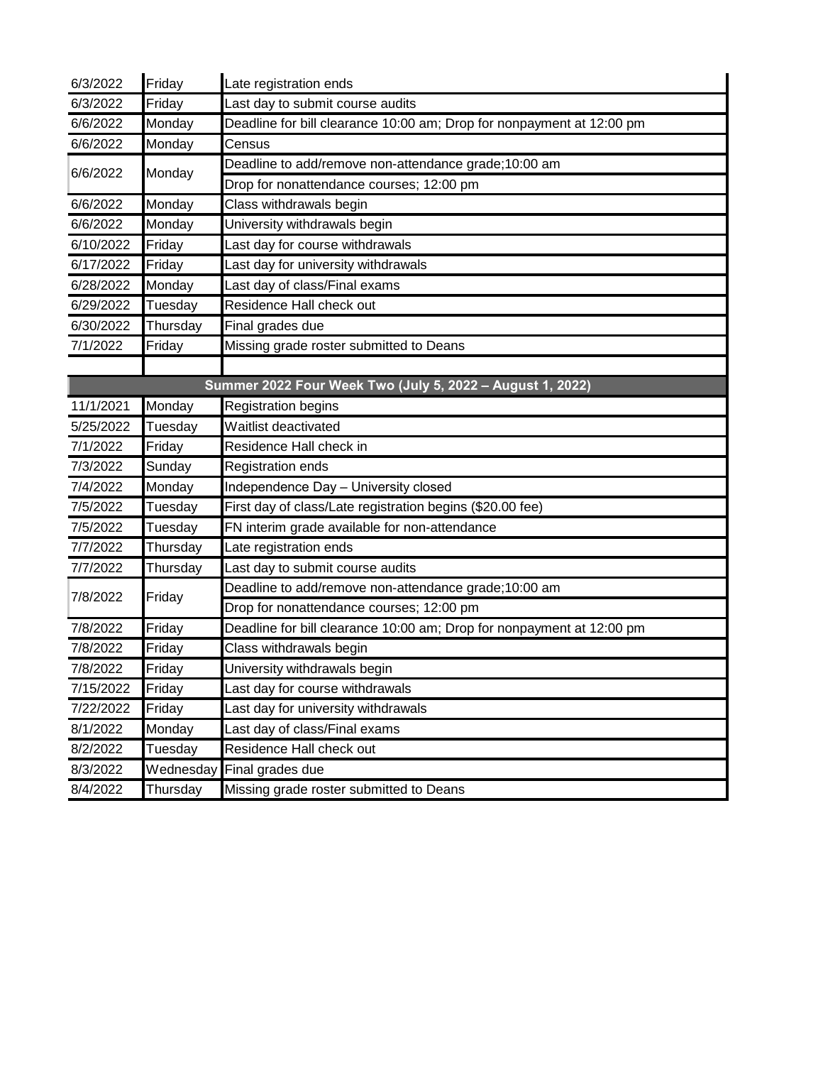| | | |
|---|---|---|
| 6/3/2022 | Friday | Late registration ends |
| 6/3/2022 | Friday | Last day to submit course audits |
| 6/6/2022 | Monday | Deadline for bill clearance 10:00 am; Drop for nonpayment at 12:00 pm |
| 6/6/2022 | Monday | Census |
| 6/6/2022 | Monday | Deadline to add/remove non-attendance grade;10:00 am |
| | | Drop for nonattendance courses; 12:00 pm |
| 6/6/2022 | Monday | Class withdrawals begin |
| 6/6/2022 | Monday | University withdrawals begin |
| 6/10/2022 | Friday | Last day for course withdrawals |
| 6/17/2022 | Friday | Last day for university withdrawals |
| 6/28/2022 | Monday | Last day of class/Final exams |
| 6/29/2022 | Tuesday | Residence Hall check out |
| 6/30/2022 | Thursday | Final grades due |
| 7/1/2022 | Friday | Missing grade roster submitted to Deans |
| | | |
| **Summer 2022 Four Week Two (July 5, 2022 – August 1, 2022)** | | |
| 11/1/2021 | Monday | Registration begins |
| 5/25/2022 | Tuesday | Waitlist deactivated |
| 7/1/2022 | Friday | Residence Hall check in |
| 7/3/2022 | Sunday | Registration ends |
| 7/4/2022 | Monday | Independence Day – University closed |
| 7/5/2022 | Tuesday | First day of class/Late registration begins ($20.00 fee) |
| 7/5/2022 | Tuesday | FN interim grade available for non-attendance |
| 7/7/2022 | Thursday | Late registration ends |
| 7/7/2022 | Thursday | Last day to submit course audits |
| 7/8/2022 | Friday | Deadline to add/remove non-attendance grade;10:00 am |
| | | Drop for nonattendance courses; 12:00 pm |
| 7/8/2022 | Friday | Deadline for bill clearance 10:00 am; Drop for nonpayment at 12:00 pm |
| 7/8/2022 | Friday | Class withdrawals begin |
| 7/8/2022 | Friday | University withdrawals begin |
| 7/15/2022 | Friday | Last day for course withdrawals |
| 7/22/2022 | Friday | Last day for university withdrawals |
| 8/1/2022 | Monday | Last day of class/Final exams |
| 8/2/2022 | Tuesday | Residence Hall check out |
| 8/3/2022 | Wednesday | Final grades due |
| 8/4/2022 | Thursday | Missing grade roster submitted to Deans |